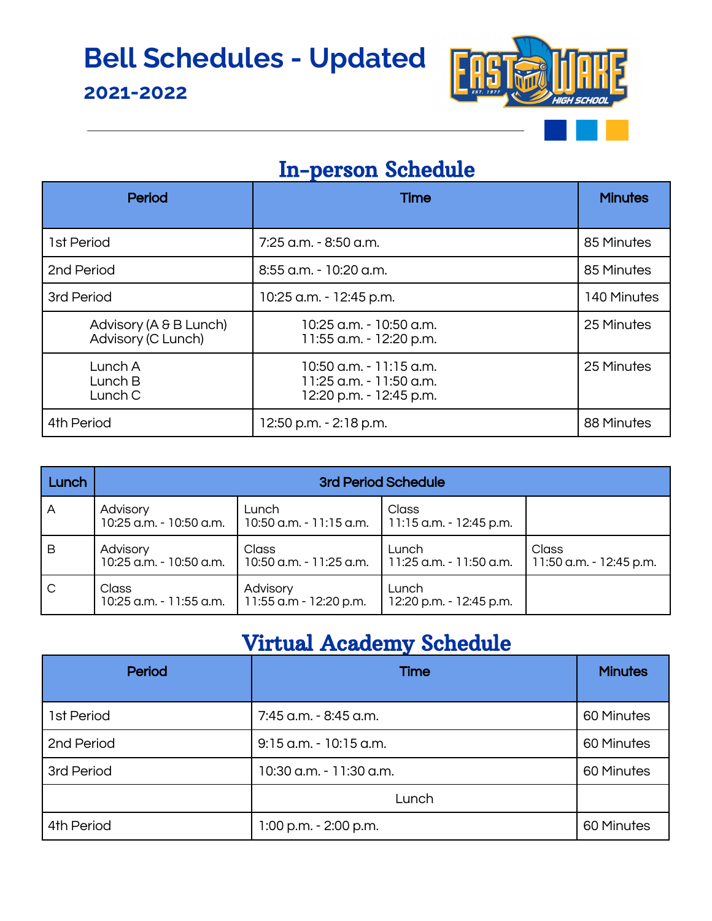# Bell Schedules - Updated

## 2021-2022

## In-person Schedule

| Period | Time | Minutes |
|---|---|---|
| 1st Period | 7:25 a.m. - 8:50 a.m. | 85 Minutes |
| 2nd Period | 8:55 a.m. - 10:20 a.m. | 85 Minutes |
| 3rd Period | 10:25 a.m. - 12:45 p.m. | 140 Minutes |
| Advisory (A & B Lunch)<br>Advisory (C Lunch) | 10:25 a.m. - 10:50 a.m.<br>11:55 a.m. - 12:20 p.m. | 25 Minutes |
| Lunch A<br>Lunch B<br>Lunch C | 10:50 a.m. - 11:15 a.m.<br>11:25 a.m. - 11:50 a.m.<br>12:20 p.m. - 12:45 p.m. | 25 Minutes |
| 4th Period | 12:50 p.m. - 2:18 p.m. | 88 Minutes |

| Lunch | 3rd Period Schedule | | | |
|---|---|---|---|---|
| A | Advisory<br>10:25 a.m. - 10:50 a.m. | Lunch<br>10:50 a.m. - 11:15 a.m. | Class<br>11:15 a.m. - 12:45 p.m. | |
| B | Advisory<br>10:25 a.m. - 10:50 a.m. | Class<br>10:50 a.m. - 11:25 a.m. | Lunch<br>11:25 a.m. - 11:50 a.m. | Class<br>11:50 a.m. - 12:45 p.m. |
| C | Class<br>10:25 a.m. - 11:55 a.m. | Advisory<br>11:55 a.m - 12:20 p.m. | Lunch<br>12:20 p.m. - 12:45 p.m. | |

## Virtual Academy Schedule

| Period | Time | Minutes |
|---|---|---|
| 1st Period | 7:45 a.m. - 8:45 a.m. | 60 Minutes |
| 2nd Period | 9:15 a.m. - 10:15 a.m. | 60 Minutes |
| 3rd Period | 10:30 a.m. - 11:30 a.m. | 60 Minutes |
| | Lunch | |
| 4th Period | 1:00 p.m. - 2:00 p.m. | 60 Minutes |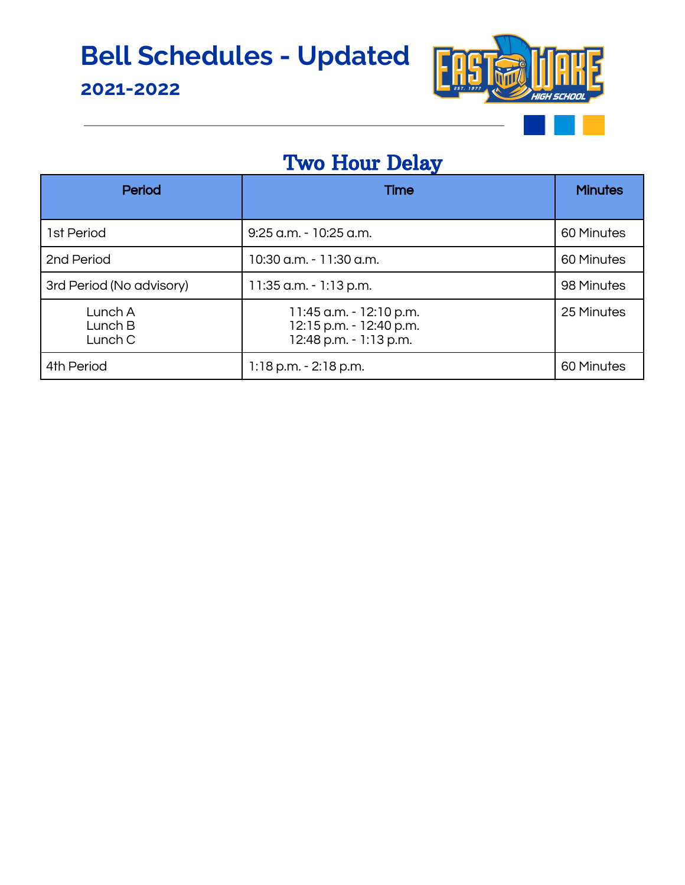# Bell Schedules - Updated

## 2021-2022

## Two Hour Delay

| Period | Time | Minutes |
|---|---|---|
| 1st Period | 9:25 a.m. - 10:25 a.m. | 60 Minutes |
| 2nd Period | 10:30 a.m. - 11:30 a.m. | 60 Minutes |
| 3rd Period (No advisory) | 11:35 a.m. - 1:13 p.m. | 98 Minutes |
| Lunch A<br>Lunch B<br>Lunch C | 11:45 a.m. - 12:10 p.m.<br>12:15 p.m. - 12:40 p.m.<br>12:48 p.m. - 1:13 p.m. | 25 Minutes |
| 4th Period | 1:18 p.m. - 2:18 p.m. | 60 Minutes |